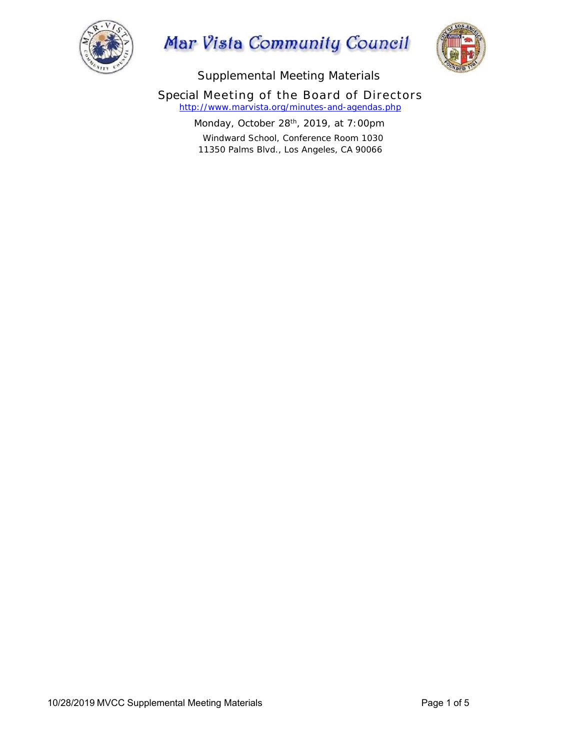# Mar Vista Community Council

## Supplemental Meeting Materials

## Special Meeting of the Board of Directors

http://www.marvista.org/minutes-and-agendas.php

Monday, October 28th, 2019, at 7:00pm

Windward School, Conference Room 1030

11350 Palms Blvd., Los Angeles, CA 90066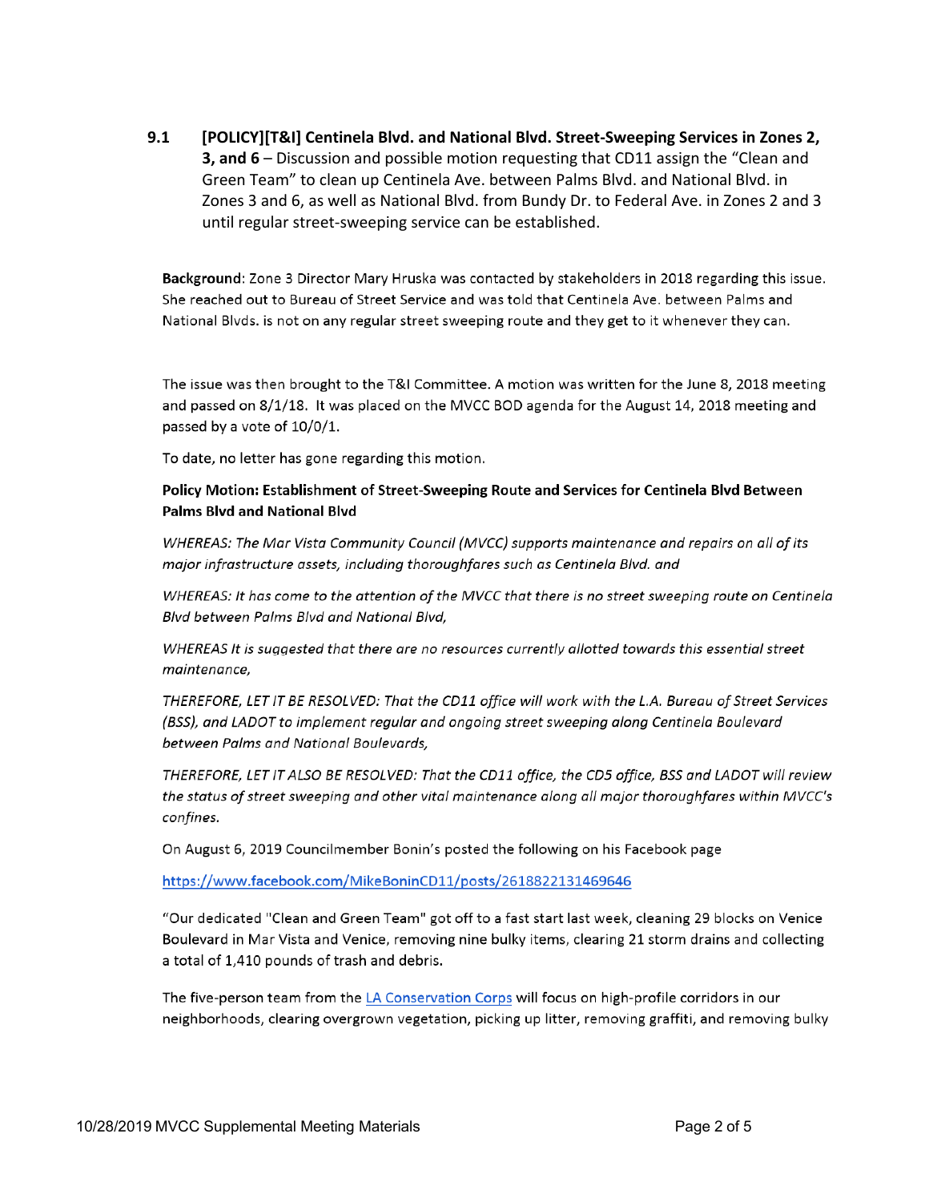**9.1 [POLICY][T&I] Centinela Blvd. and National Blvd. Street-Sweeping Services in Zones 2, 3, and 6** – Discussion and possible motion requesting that CD11 assign the "Clean and Green Team" to clean up Centinela Ave. between Palms Blvd. and National Blvd. in Zones 3 and 6, as well as National Blvd. from Bundy Dr. to Federal Ave. in Zones 2 and 3 until regular street-sweeping service can be established.

**Background**: Zone 3 Director Mary Hruska was contacted by stakeholders in 2018 regarding this issue. She reached out to Bureau of Street Service and was told that Centinela Ave. between Palms and National Blvds. is not on any regular street sweeping route and they get to it whenever they can.

The issue was then brought to the T&I Committee. A motion was written for the June 8, 2018 meeting and passed on 8/1/18. It was placed on the MVCC BOD agenda for the August 14, 2018 meeting and passed by a vote of 10/0/1.

To date, no letter has gone regarding this motion.

**Policy Motion: Establishment of Street-Sweeping Route and Services for Centinela Blvd Between Palms Blvd and National Blvd**

*WHEREAS: The Mar Vista Community Council (MVCC) supports maintenance and repairs on all of its major infrastructure assets, including thoroughfares such as Centinela Blvd. and*

*WHEREAS: It has come to the attention of the MVCC that there is no street sweeping route on Centinela Blvd between Palms Blvd and National Blvd,*

*WHEREAS It is suggested that there are no resources currently allotted towards this essential street maintenance,*

*THEREFORE, LET IT BE RESOLVED: That the CD11 office will work with the L.A. Bureau of Street Services (BSS), and LADOT to implement regular and ongoing street sweeping along Centinela Boulevard between Palms and National Boulevards,*

*THEREFORE, LET IT ALSO BE RESOLVED: That the CD11 office, the CD5 office, BSS and LADOT will review the status of street sweeping and other vital maintenance along all major thoroughfares within MVCC's confines.*

On August 6, 2019 Councilmember Bonin's posted the following on his Facebook page

[https://www.facebook.com/MikeBoninCD11/posts/2618822131469646](https://www.facebook.com/MikeBoninCD11/posts/2618822131469646)

"Our dedicated "Clean and Green Team" got off to a fast start last week, cleaning 29 blocks on Venice Boulevard in Mar Vista and Venice, removing nine bulky items, clearing 21 storm drains and collecting a total of 1,410 pounds of trash and debris.

The five-person team from the [LA Conservation Corps](#) will focus on high-profile corridors in our neighborhoods, clearing overgrown vegetation, picking up litter, removing graffiti, and removing bulky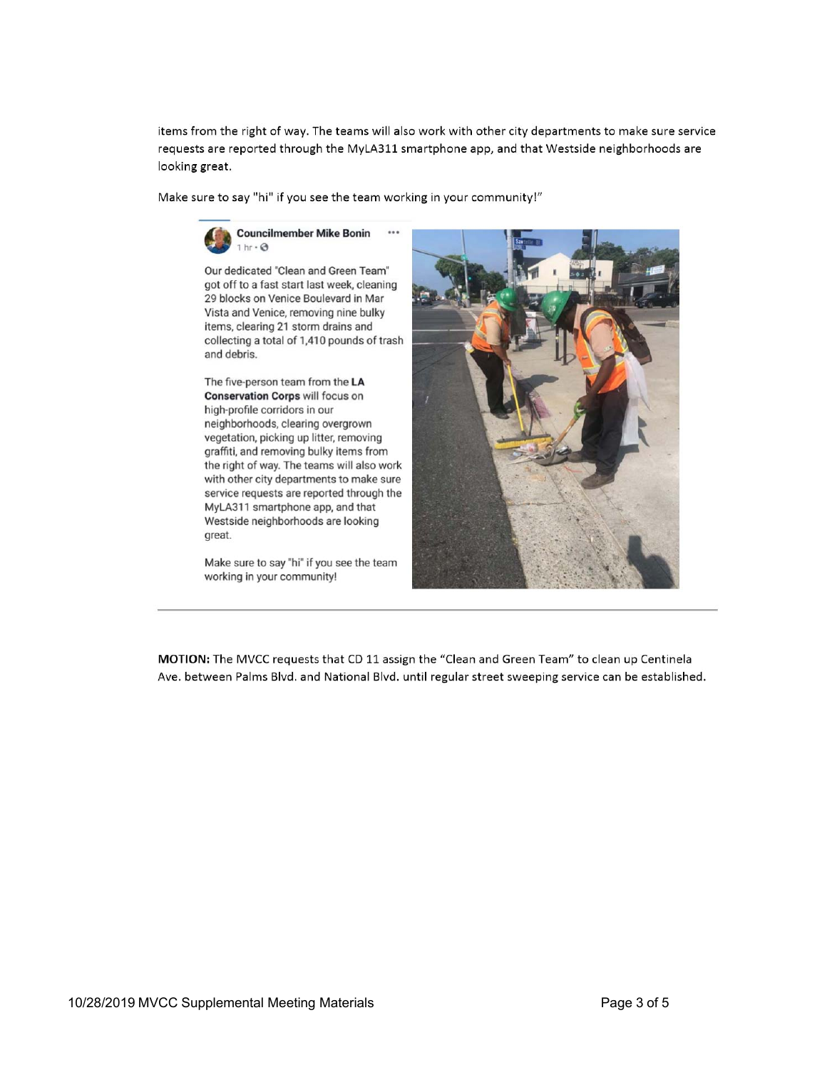items from the right of way. The teams will also work with other city departments to make sure service requests are reported through the MyLA311 smartphone app, and that Westside neighborhoods are looking great.

Make sure to say "hi" if you see the team working in your community!"

**Councilmember Mike Bonin**
1 hr

Our dedicated "Clean and Green Team" got off to a fast start last week, cleaning 29 blocks on Venice Boulevard in Mar Vista and Venice, removing nine bulky items, clearing 21 storm drains and collecting a total of 1,410 pounds of trash and debris.

The five-person team from the **LA Conservation Corps** will focus on high-profile corridors in our neighborhoods, clearing overgrown vegetation, picking up litter, removing graffiti, and removing bulky items from the right of way. The teams will also work with other city departments to make sure service requests are reported through the MyLA311 smartphone app, and that Westside neighborhoods are looking great.

Make sure to say "hi" if you see the team working in your community!

---

**MOTION:** The MVCC requests that CD 11 assign the "Clean and Green Team" to clean up Centinela Ave. between Palms Blvd. and National Blvd. until regular street sweeping service can be established.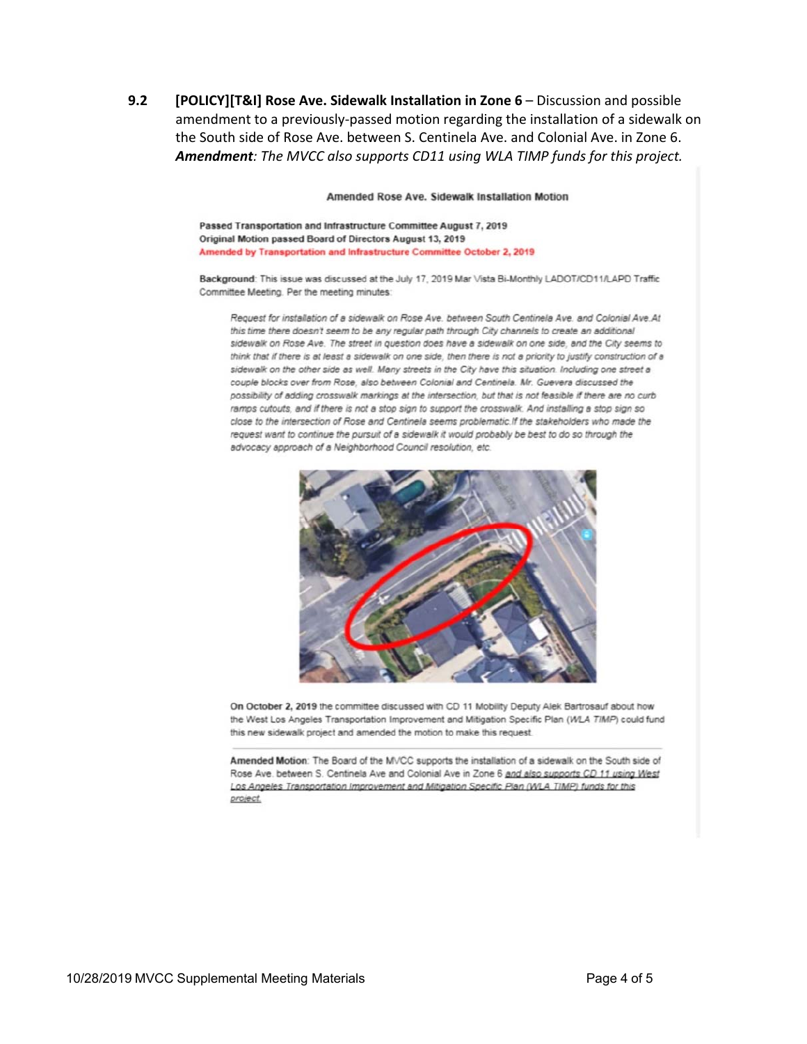**9.2 [POLICY][T&I] Rose Ave. Sidewalk Installation in Zone 6** – Discussion and possible amendment to a previously-passed motion regarding the installation of a sidewalk on the South side of Rose Ave. between S. Centinela Ave. and Colonial Ave. in Zone 6. ***Amendment**: The MVCC also supports CD11 using WLA TIMP funds for this project.*

### Amended Rose Ave. Sidewalk Installation Motion

**Passed Transportation and Infrastructure Committee August 7, 2019**
**Original Motion passed Board of Directors August 13, 2019**
**Amended by Transportation and Infrastructure Committee October 2, 2019**

**Background**: This issue was discussed at the July 17, 2019 Mar Vista Bi-Monthly LADOT/CD11/LAPD Traffic Committee Meeting. Per the meeting minutes:

> *Request for installation of a sidewalk on Rose Ave. between South Centinela Ave. and Colonial Ave.At this time there doesn't seem to be any regular path through City channels to create an additional sidewalk on Rose Ave. The street in question does have a sidewalk on one side, and the City seems to think that if there is at least a sidewalk on one side, then there is not a priority to justify construction of a sidewalk on the other side as well. Many streets in the City have this situation. Including one street a couple blocks over from Rose, also between Colonial and Centinela. Mr. Guevera discussed the possibility of adding crosswalk markings at the intersection, but that is not feasible if there are no curb ramps cutouts, and if there is not a stop sign to support the crosswalk. And installing a stop sign so close to the intersection of Rose and Centinela seems problematic.If the stakeholders who made the request want to continue the pursuit of a sidewalk it would probably be best to do so through the advocacy approach of a Neighborhood Council resolution, etc.*

On **October 2, 2019** the committee discussed with CD 11 Mobility Deputy Alek Bartrosauf about how the West Los Angeles Transportation Improvement and Mitigation Specific Plan (*WLA TIMP*) could fund this new sidewalk project and amended the motion to make this request.

**Amended Motion**: The Board of the MVCC supports the installation of a sidewalk on the South side of Rose Ave. between S. Centinela Ave and Colonial Ave in Zone 6 *and also supports CD 11 using West Los Angeles Transportation Improvement and Mitigation Specific Plan (WLA TIMP) funds for this project.*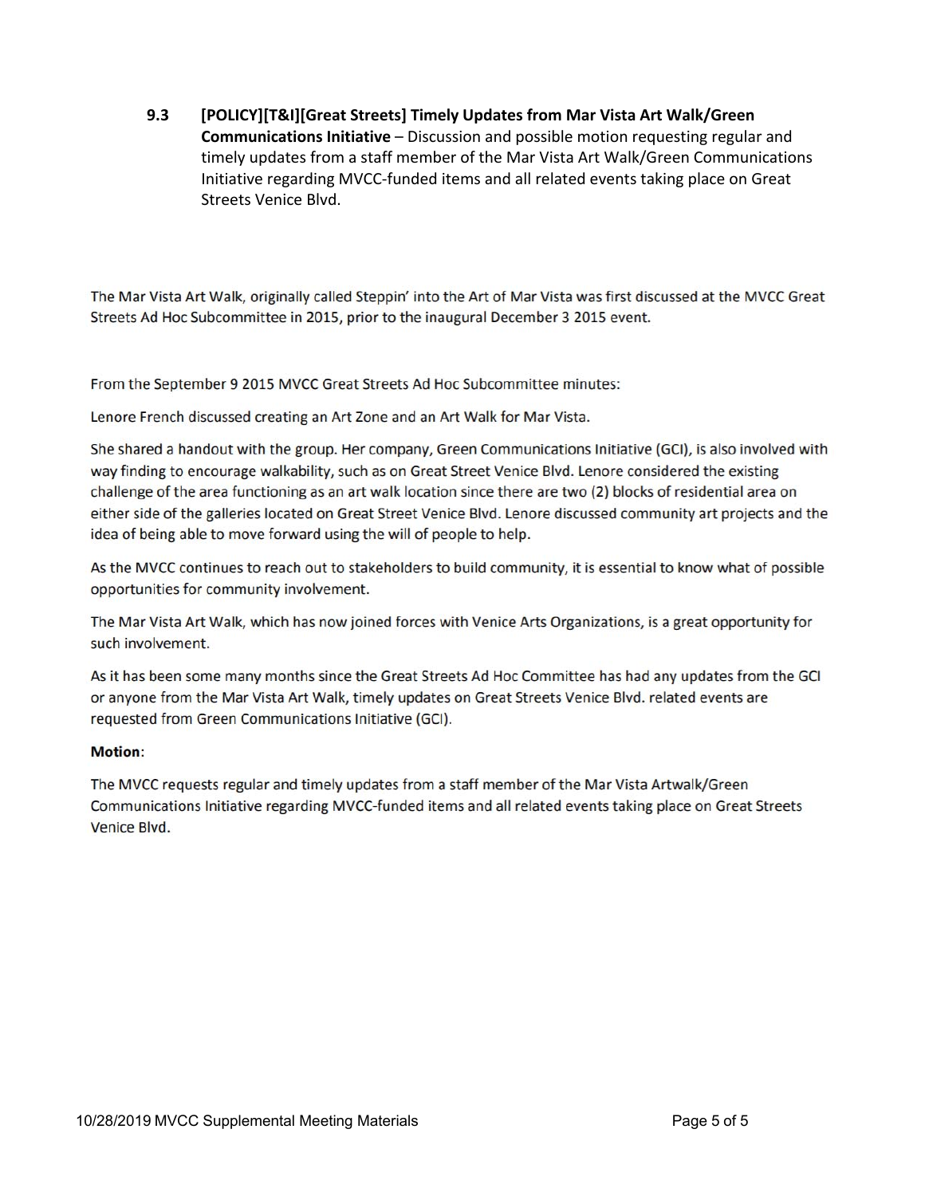**9.3 [POLICY][T&I][Great Streets] Timely Updates from Mar Vista Art Walk/Green Communications Initiative** – Discussion and possible motion requesting regular and timely updates from a staff member of the Mar Vista Art Walk/Green Communications Initiative regarding MVCC-funded items and all related events taking place on Great Streets Venice Blvd.

The Mar Vista Art Walk, originally called Steppin' into the Art of Mar Vista was first discussed at the MVCC Great Streets Ad Hoc Subcommittee in 2015, prior to the inaugural December 3 2015 event.

From the September 9 2015 MVCC Great Streets Ad Hoc Subcommittee minutes:

Lenore French discussed creating an Art Zone and an Art Walk for Mar Vista.

She shared a handout with the group. Her company, Green Communications Initiative (GCI), is also involved with way finding to encourage walkability, such as on Great Street Venice Blvd. Lenore considered the existing challenge of the area functioning as an art walk location since there are two (2) blocks of residential area on either side of the galleries located on Great Street Venice Blvd. Lenore discussed community art projects and the idea of being able to move forward using the will of people to help.

As the MVCC continues to reach out to stakeholders to build community, it is essential to know what of possible opportunities for community involvement.

The Mar Vista Art Walk, which has now joined forces with Venice Arts Organizations, is a great opportunity for such involvement.

As it has been some many months since the Great Streets Ad Hoc Committee has had any updates from the GCI or anyone from the Mar Vista Art Walk, timely updates on Great Streets Venice Blvd. related events are requested from Green Communications Initiative (GCI).

**Motion**:

The MVCC requests regular and timely updates from a staff member of the Mar Vista Artwalk/Green Communications Initiative regarding MVCC-funded items and all related events taking place on Great Streets Venice Blvd.